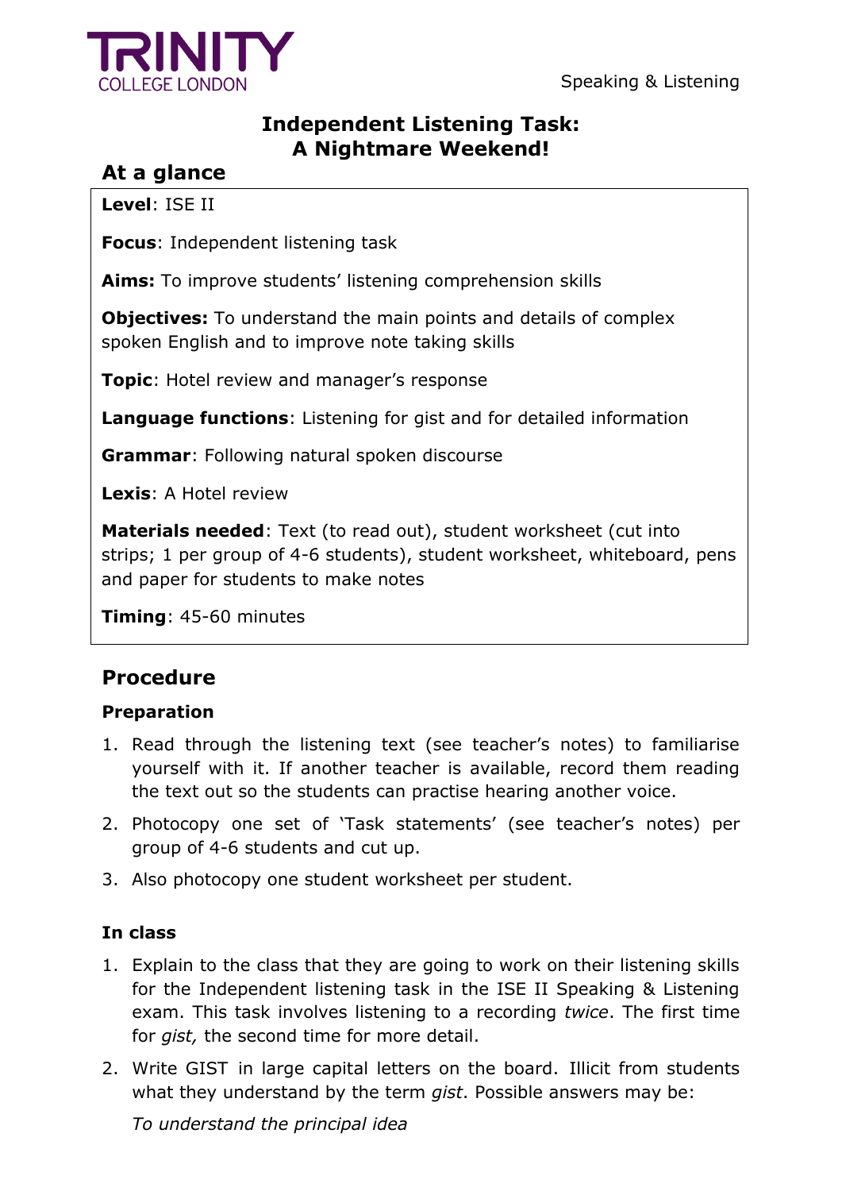Speaking & Listening

# Independent Listening Task: A Nightmare Weekend!

## At a glance

**Level**: ISE II

**Focus**: Independent listening task

**Aims:** To improve students' listening comprehension skills

**Objectives:** To understand the main points and details of complex spoken English and to improve note taking skills

**Topic**: Hotel review and manager's response

**Language functions**: Listening for gist and for detailed information

**Grammar**: Following natural spoken discourse

**Lexis**: A Hotel review

**Materials needed**: Text (to read out), student worksheet (cut into strips; 1 per group of 4-6 students), student worksheet, whiteboard, pens and paper for students to make notes

**Timing**: 45-60 minutes

## Procedure

### Preparation

1. Read through the listening text (see teacher's notes) to familiarise yourself with it. If another teacher is available, record them reading the text out so the students can practise hearing another voice.
2. Photocopy one set of 'Task statements' (see teacher's notes) per group of 4-6 students and cut up.
3. Also photocopy one student worksheet per student.

### In class

1. Explain to the class that they are going to work on their listening skills for the Independent listening task in the ISE II Speaking & Listening exam. This task involves listening to a recording *twice*. The first time for *gist,* the second time for more detail.
2. Write GIST in large capital letters on the board. Illicit from students what they understand by the term *gist*. Possible answers may be:

   *To understand the principal idea*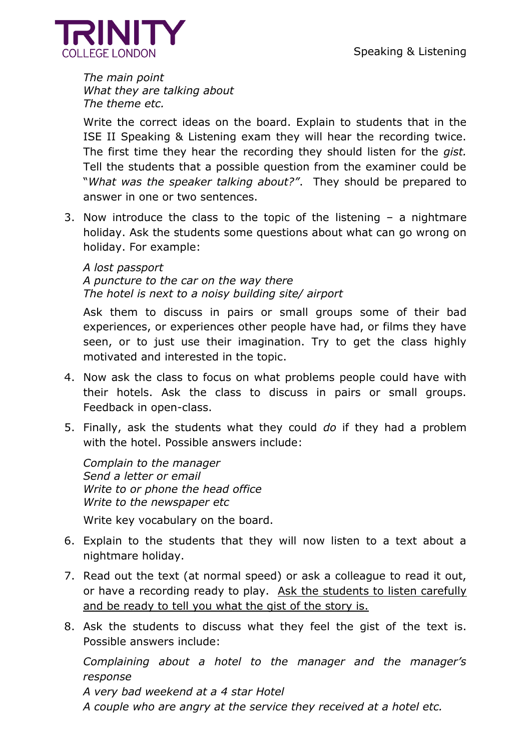*The main point*
*What they are talking about*
*The theme etc.*

Write the correct ideas on the board. Explain to students that in the ISE II Speaking & Listening exam they will hear the recording twice. The first time they hear the recording they should listen for the *gist.* Tell the students that a possible question from the examiner could be "*What was the speaker talking about?"*. They should be prepared to answer in one or two sentences.

3. Now introduce the class to the topic of the listening – a nightmare holiday. Ask the students some questions about what can go wrong on holiday. For example:

   *A lost passport*
   *A puncture to the car on the way there*
   *The hotel is next to a noisy building site/ airport*

   Ask them to discuss in pairs or small groups some of their bad experiences, or experiences other people have had, or films they have seen, or to just use their imagination. Try to get the class highly motivated and interested in the topic.

4. Now ask the class to focus on what problems people could have with their hotels. Ask the class to discuss in pairs or small groups. Feedback in open-class.

5. Finally, ask the students what they could *do* if they had a problem with the hotel. Possible answers include:

   *Complain to the manager*
   *Send a letter or email*
   *Write to or phone the head office*
   *Write to the newspaper etc*

   Write key vocabulary on the board.

6. Explain to the students that they will now listen to a text about a nightmare holiday.

7. Read out the text (at normal speed) or ask a colleague to read it out, or have a recording ready to play. <u>Ask the students to listen carefully and be ready to tell you what the gist of the story is.</u>

8. Ask the students to discuss what they feel the gist of the text is. Possible answers include:

   *Complaining about a hotel to the manager and the manager's response*
   *A very bad weekend at a 4 star Hotel*
   *A couple who are angry at the service they received at a hotel etc.*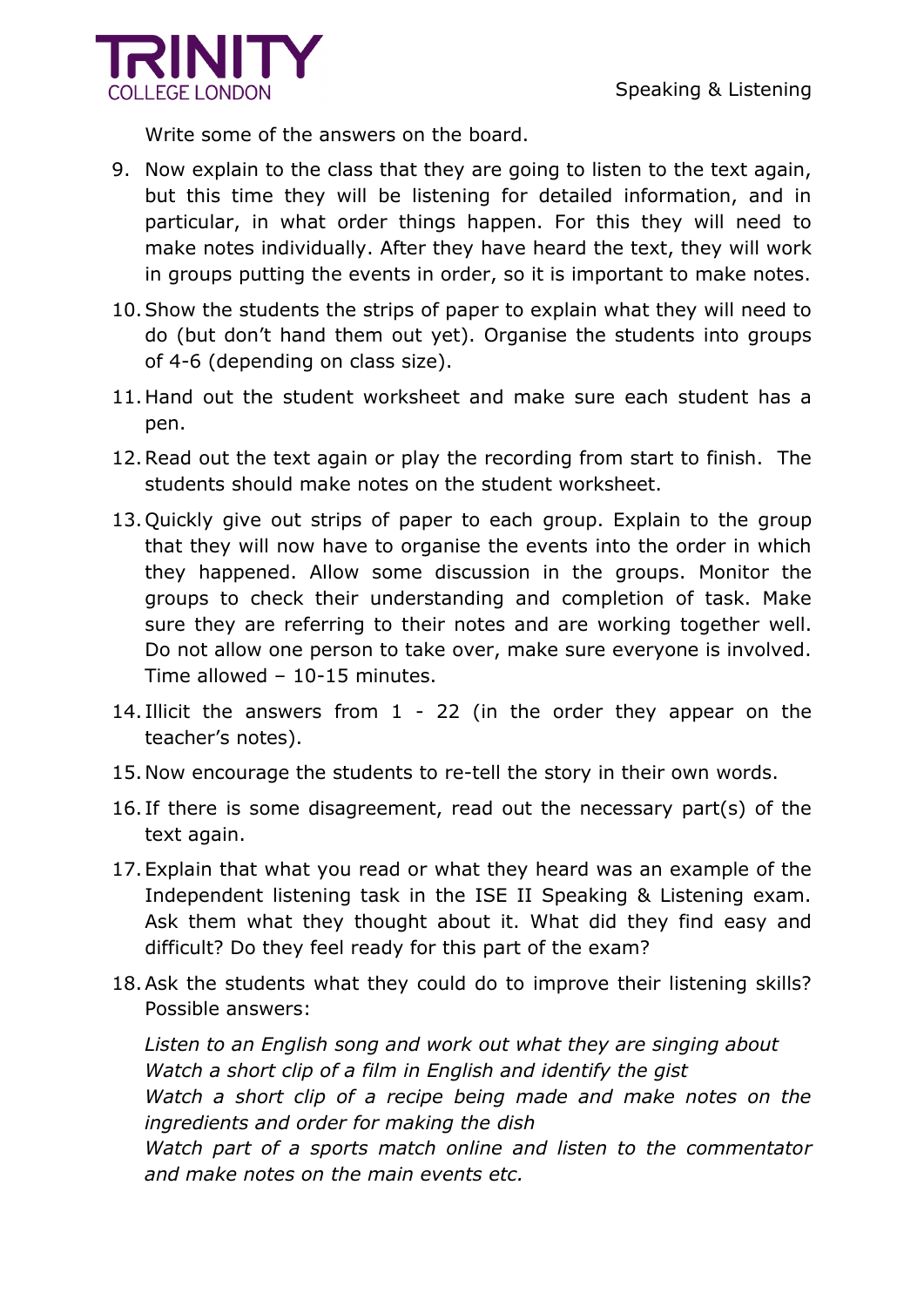Write some of the answers on the board.

9. Now explain to the class that they are going to listen to the text again, but this time they will be listening for detailed information, and in particular, in what order things happen. For this they will need to make notes individually. After they have heard the text, they will work in groups putting the events in order, so it is important to make notes.
10. Show the students the strips of paper to explain what they will need to do (but don't hand them out yet). Organise the students into groups of 4-6 (depending on class size).
11. Hand out the student worksheet and make sure each student has a pen.
12. Read out the text again or play the recording from start to finish. The students should make notes on the student worksheet.
13. Quickly give out strips of paper to each group. Explain to the group that they will now have to organise the events into the order in which they happened. Allow some discussion in the groups. Monitor the groups to check their understanding and completion of task. Make sure they are referring to their notes and are working together well. Do not allow one person to take over, make sure everyone is involved. Time allowed – 10-15 minutes.
14. Illicit the answers from 1 - 22 (in the order they appear on the teacher's notes).
15. Now encourage the students to re-tell the story in their own words.
16. If there is some disagreement, read out the necessary part(s) of the text again.
17. Explain that what you read or what they heard was an example of the Independent listening task in the ISE II Speaking & Listening exam. Ask them what they thought about it. What did they find easy and difficult? Do they feel ready for this part of the exam?
18. Ask the students what they could do to improve their listening skills? Possible answers:

    *Listen to an English song and work out what they are singing about*
    *Watch a short clip of a film in English and identify the gist*
    *Watch a short clip of a recipe being made and make notes on the ingredients and order for making the dish*
    *Watch part of a sports match online and listen to the commentator and make notes on the main events etc.*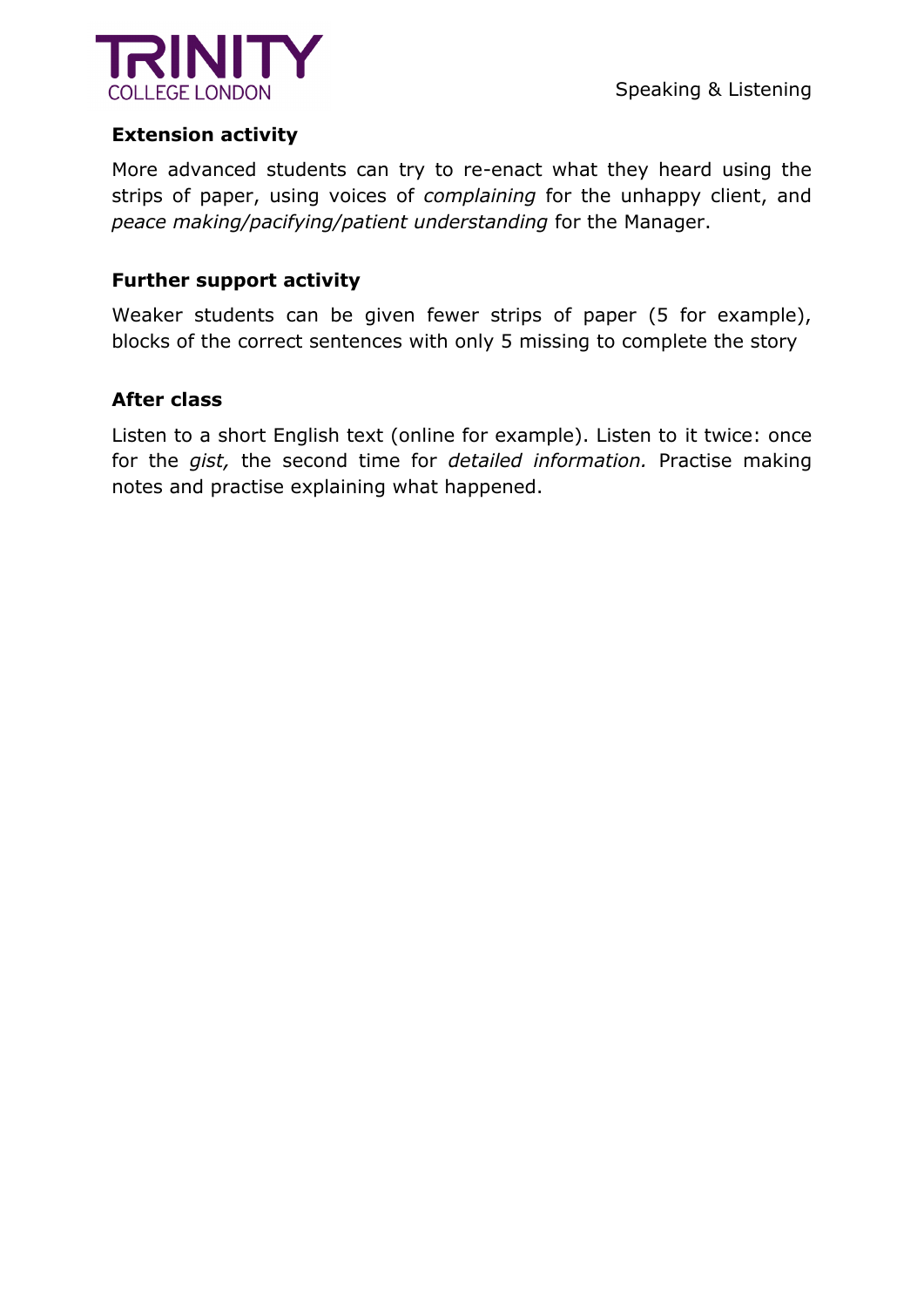### Extension activity

More advanced students can try to re-enact what they heard using the strips of paper, using voices of *complaining* for the unhappy client, and *peace making/pacifying/patient understanding* for the Manager.

### Further support activity

Weaker students can be given fewer strips of paper (5 for example), blocks of the correct sentences with only 5 missing to complete the story

### After class

Listen to a short English text (online for example). Listen to it twice: once for the *gist,* the second time for *detailed information.* Practise making notes and practise explaining what happened.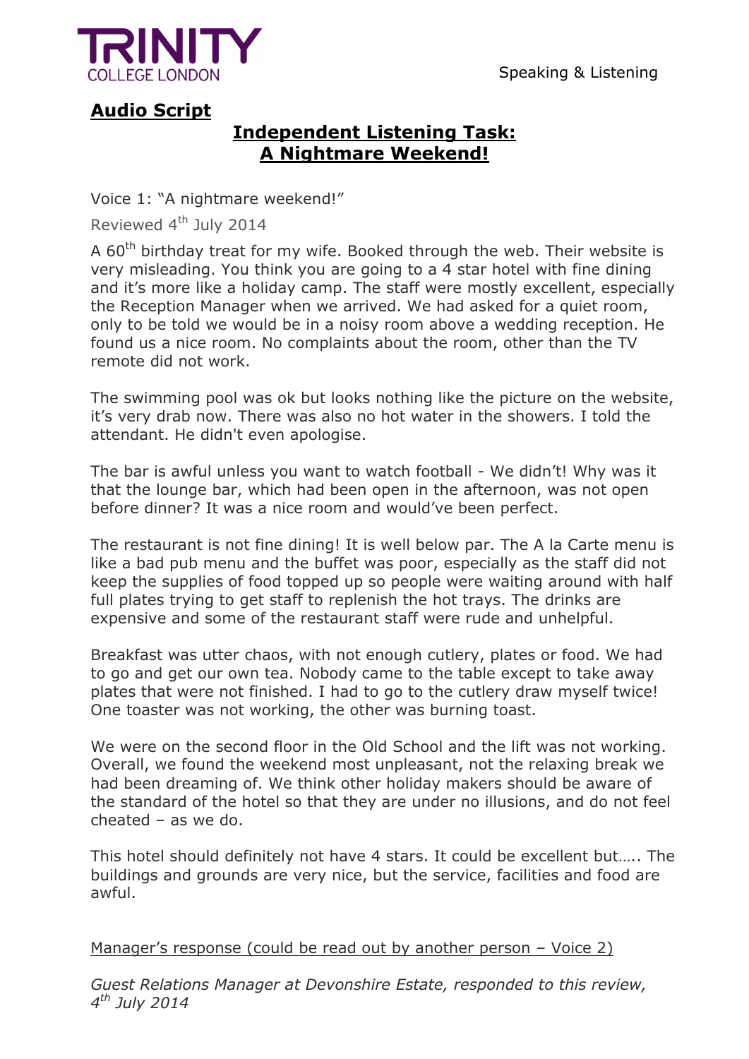## Audio Script

### Independent Listening Task: A Nightmare Weekend!

Voice 1: "A nightmare weekend!"

Reviewed 4th July 2014

A 60th birthday treat for my wife. Booked through the web. Their website is very misleading. You think you are going to a 4 star hotel with fine dining and it's more like a holiday camp. The staff were mostly excellent, especially the Reception Manager when we arrived. We had asked for a quiet room, only to be told we would be in a noisy room above a wedding reception. He found us a nice room. No complaints about the room, other than the TV remote did not work.

The swimming pool was ok but looks nothing like the picture on the website, it's very drab now. There was also no hot water in the showers. I told the attendant. He didn't even apologise.

The bar is awful unless you want to watch football - We didn't! Why was it that the lounge bar, which had been open in the afternoon, was not open before dinner? It was a nice room and would've been perfect.

The restaurant is not fine dining! It is well below par. The A la Carte menu is like a bad pub menu and the buffet was poor, especially as the staff did not keep the supplies of food topped up so people were waiting around with half full plates trying to get staff to replenish the hot trays. The drinks are expensive and some of the restaurant staff were rude and unhelpful.

Breakfast was utter chaos, with not enough cutlery, plates or food. We had to go and get our own tea. Nobody came to the table except to take away plates that were not finished. I had to go to the cutlery draw myself twice! One toaster was not working, the other was burning toast.

We were on the second floor in the Old School and the lift was not working. Overall, we found the weekend most unpleasant, not the relaxing break we had been dreaming of. We think other holiday makers should be aware of the standard of the hotel so that they are under no illusions, and do not feel cheated – as we do.

This hotel should definitely not have 4 stars. It could be excellent but….. The buildings and grounds are very nice, but the service, facilities and food are awful.

Manager's response (could be read out by another person – Voice 2)

*Guest Relations Manager at Devonshire Estate, responded to this review, 4th July 2014*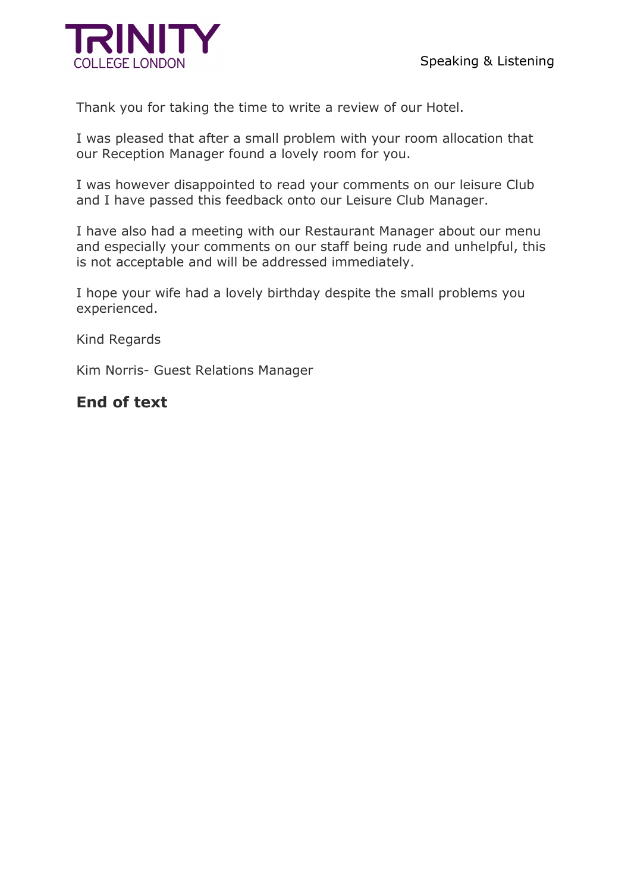Thank you for taking the time to write a review of our Hotel.

I was pleased that after a small problem with your room allocation that our Reception Manager found a lovely room for you.

I was however disappointed to read your comments on our leisure Club and I have passed this feedback onto our Leisure Club Manager.

I have also had a meeting with our Restaurant Manager about our menu and especially your comments on our staff being rude and unhelpful, this is not acceptable and will be addressed immediately.

I hope your wife had a lovely birthday despite the small problems you experienced.

Kind Regards

Kim Norris- Guest Relations Manager

**End of text**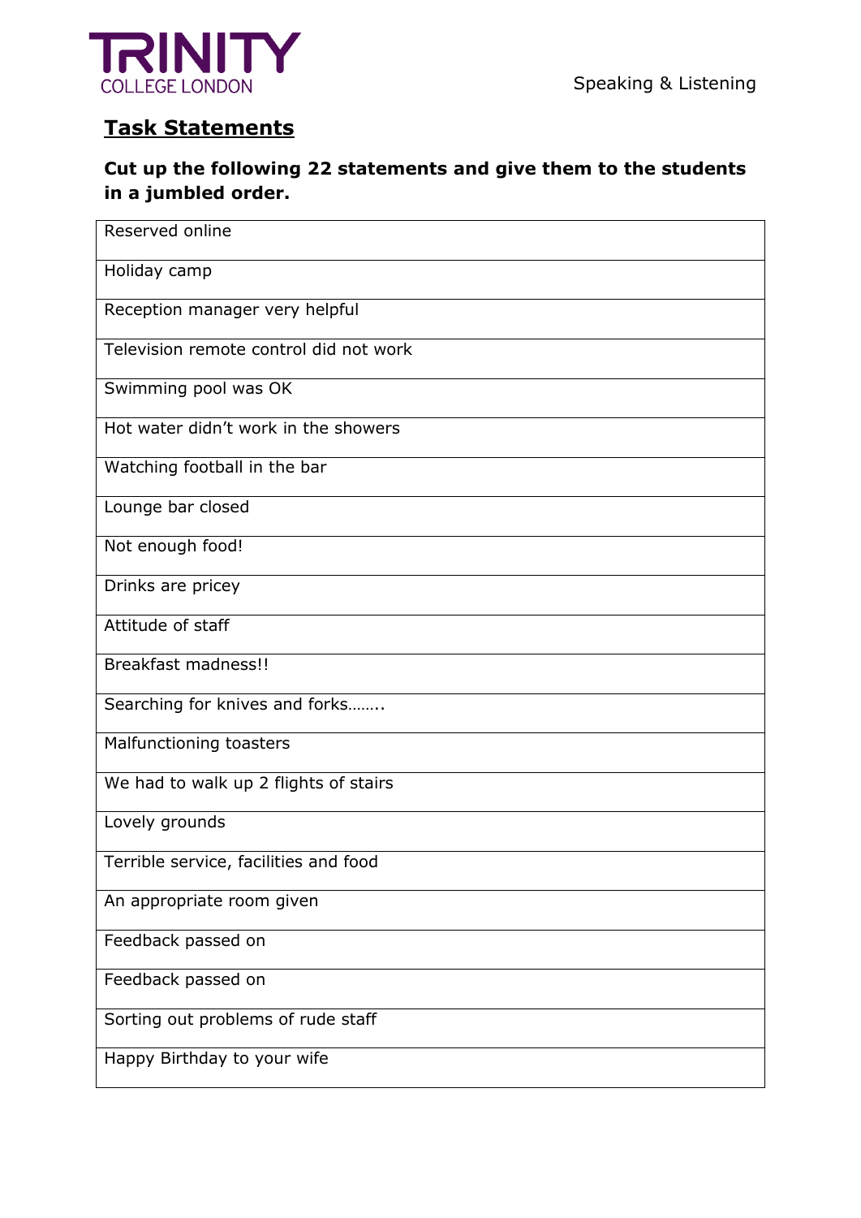## Task Statements

**Cut up the following 22 statements and give them to the students in a jumbled order.**

| Reserved online |
|---|
| Holiday camp |
| Reception manager very helpful |
| Television remote control did not work |
| Swimming pool was OK |
| Hot water didn't work in the showers |
| Watching football in the bar |
| Lounge bar closed |
| Not enough food! |
| Drinks are pricey |
| Attitude of staff |
| Breakfast madness!! |
| Searching for knives and forks…….. |
| Malfunctioning toasters |
| We had to walk up 2 flights of stairs |
| Lovely grounds |
| Terrible service, facilities and food |
| An appropriate room given |
| Feedback passed on |
| Feedback passed on |
| Sorting out problems of rude staff |
| Happy Birthday to your wife |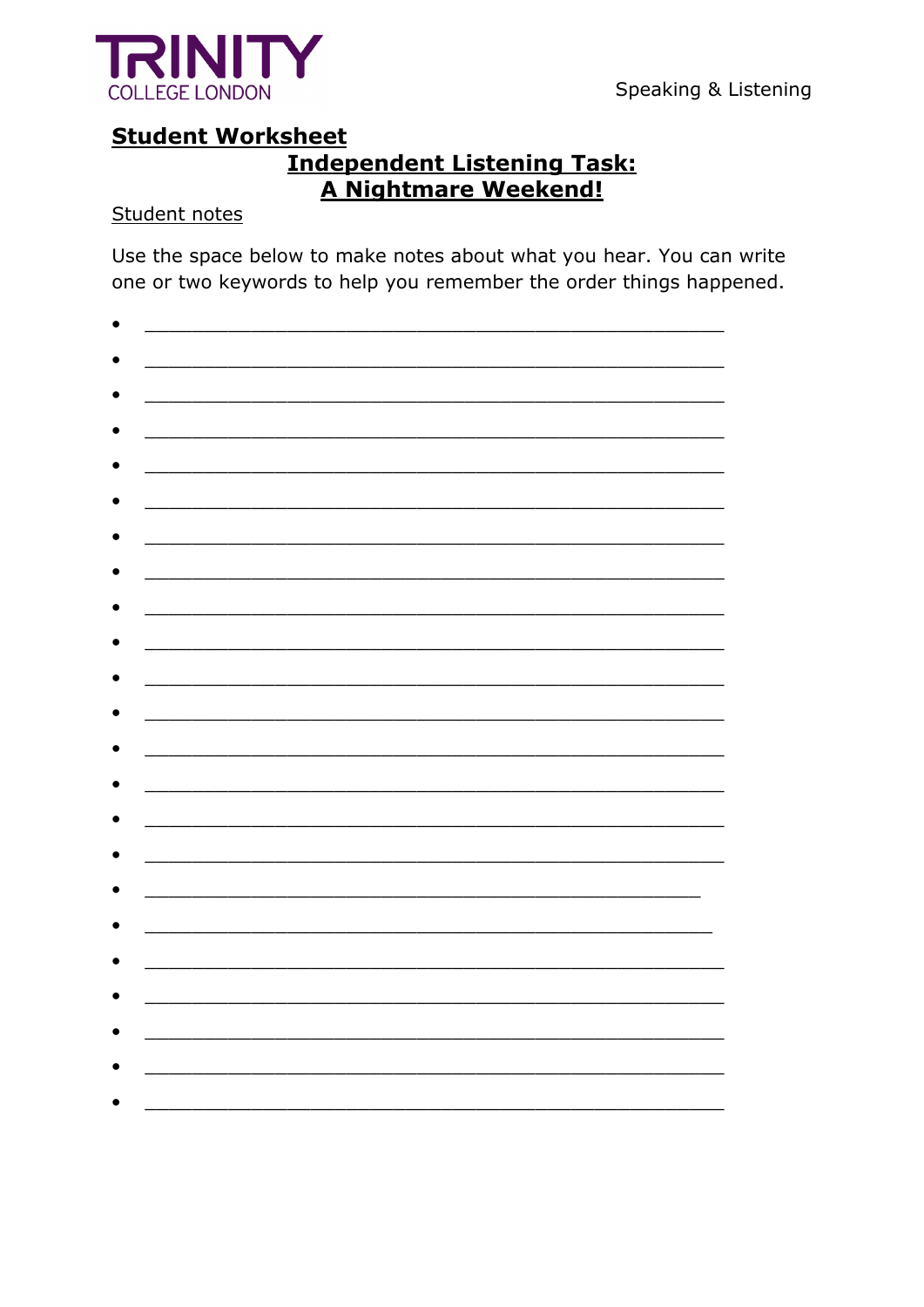TRINITY COLLEGE LONDON

Speaking & Listening

**Student Worksheet**

## Independent Listening Task: A Nightmare Weekend!

Student notes

Use the space below to make notes about what you hear. You can write one or two keywords to help you remember the order things happened.

- ______________________________________________
- ______________________________________________
- ______________________________________________
- ______________________________________________
- ______________________________________________
- ______________________________________________
- ______________________________________________
- ______________________________________________
- ______________________________________________
- ______________________________________________
- ______________________________________________
- ______________________________________________
- ______________________________________________
- ______________________________________________
- ______________________________________________
- ______________________________________________
- ______________________________________________
- ______________________________________________
- ______________________________________________
- ______________________________________________
- ______________________________________________
- ______________________________________________
- ______________________________________________